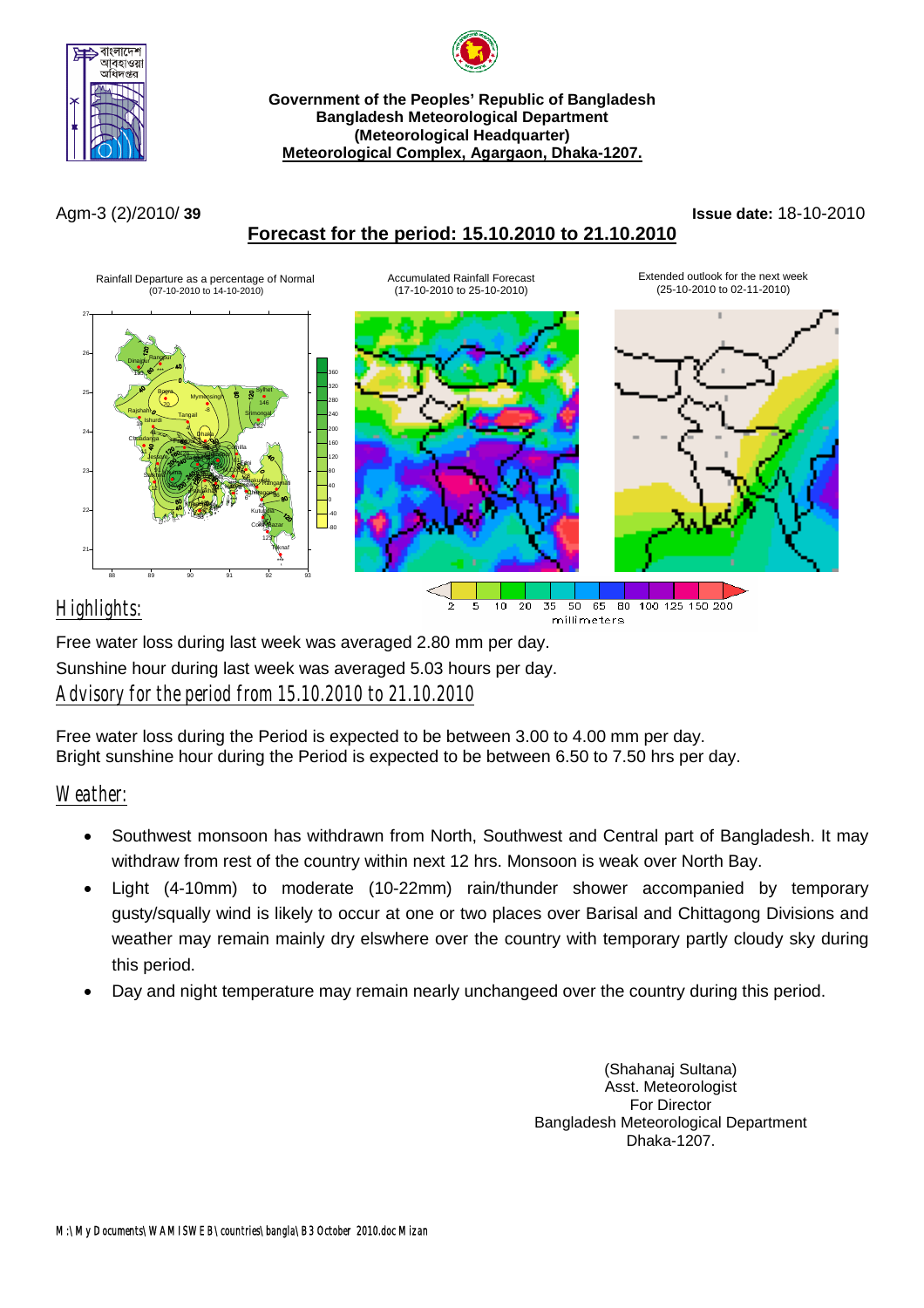**Government of the Peoples' Republic of Bangladesh**
**Bangladesh Meteorological Department**
**(Meteorological Headquarter)**
**Meteorological Complex, Agargaon, Dhaka-1207.**

Agm-3 (2)/2010/ **39** **Issue date:** 18-10-2010

## Forecast for the period: 15.10.2010 to 21.10.2010

Rainfall Departure as a percentage of Normal (07-10-2010 to 14-10-2010)

Accumulated Rainfall Forecast (17-10-2010 to 25-10-2010)

Extended outlook for the next week (25-10-2010 to 02-11-2010)

## Highlights:

Free water loss during last week was averaged 2.80 mm per day.

Sunshine hour during last week was averaged 5.03 hours per day.

## Advisory for the period from 15.10.2010 to 21.10.2010

Free water loss during the Period is expected to be between 3.00 to 4.00 mm per day.
Bright sunshine hour during the Period is expected to be between 6.50 to 7.50 hrs per day.

## Weather:

- Southwest monsoon has withdrawn from North, Southwest and Central part of Bangladesh. It may withdraw from rest of the country within next 12 hrs. Monsoon is weak over North Bay.
- Light (4-10mm) to moderate (10-22mm) rain/thunder shower accompanied by temporary gusty/squally wind is likely to occur at one or two places over Barisal and Chittagong Divisions and weather may remain mainly dry elswhere over the country with temporary partly cloudy sky during this period.
- Day and night temperature may remain nearly unchangeed over the country during this period.

(Shahanaj Sultana)
Asst. Meteorologist
For Director
Bangladesh Meteorological Department
Dhaka-1207.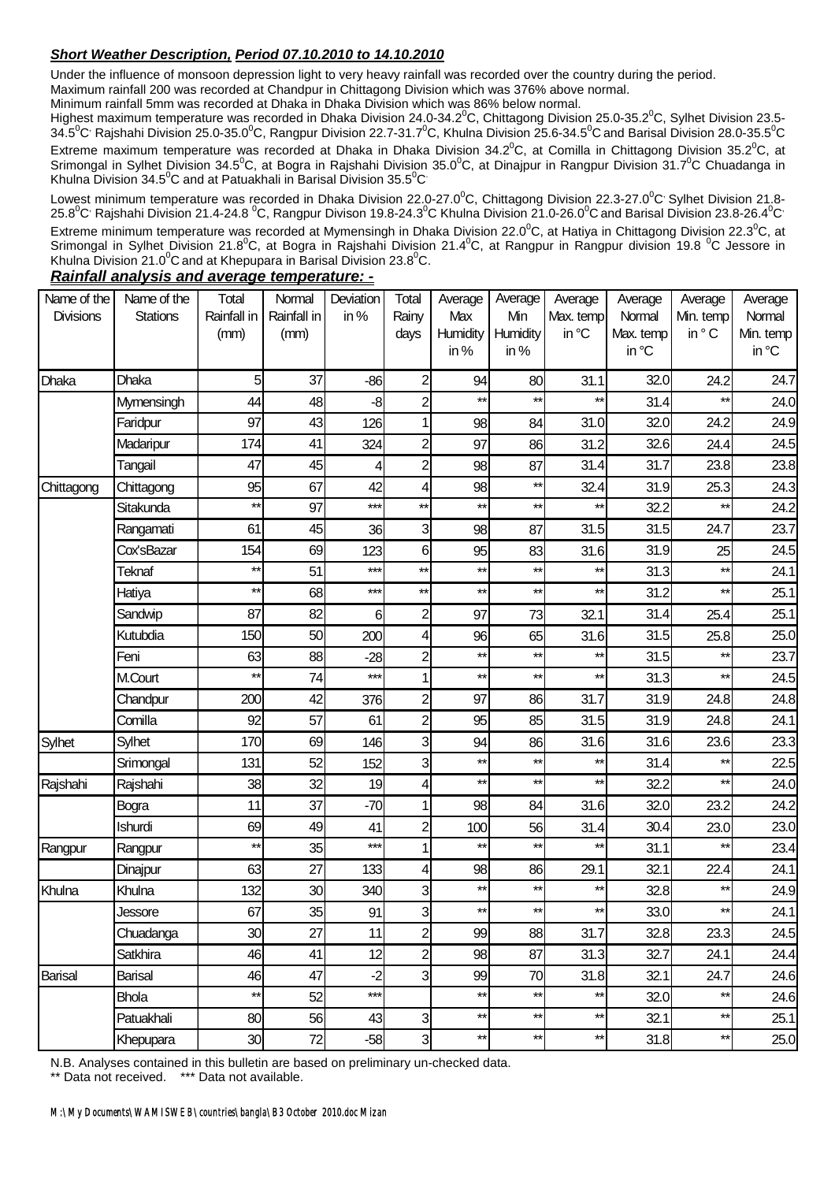***Short Weather Description, Period 07.10.2010 to 14.10.2010***

Under the influence of monsoon depression light to very heavy rainfall was recorded over the country during the period.
Maximum rainfall 200 was recorded at Chandpur in Chittagong Division which was 376% above normal.
Minimum rainfall 5mm was recorded at Dhaka in Dhaka Division which was 86% below normal.
Highest maximum temperature was recorded in Dhaka Division 24.0-34.2$^0$C, Chittagong Division 25.0-35.2$^0$C, Sylhet Division 23.5-34.5$^0$C, Rajshahi Division 25.0-35.0$^0$C, Rangpur Division 22.7-31.7$^0$C, Khulna Division 25.6-34.5$^0$C and Barisal Division 28.0-35.5$^0$C

Extreme maximum temperature was recorded at Dhaka in Dhaka Division 34.2$^0$C, at Comilla in Chittagong Division 35.2$^0$C, at Srimongal in Sylhet Division 34.5$^0$C, at Bogra in Rajshahi Division 35.0$^0$C, at Dinajpur in Rangpur Division 31.7$^0$C Chuadanga in Khulna Division 34.5$^0$C and at Patuakhali in Barisal Division 35.5$^0$C.

Lowest minimum temperature was recorded in Dhaka Division 22.0-27.0$^0$C, Chittagong Division 22.3-27.0$^0$C, Sylhet Division 21.8-25.8$^0$C, Rajshahi Division 21.4-24.8 $^0$C, Rangpur Divison 19.8-24.3$^0$C Khulna Division 21.0-26.0$^0$C and Barisal Division 23.8-26.4$^0$C.

Extreme minimum temperature was recorded at Mymensingh in Dhaka Division 22.0$^0$C, at Hatiya in Chittagong Division 22.3$^0$C, at Srimongal in Sylhet Division 21.8$^0$C, at Bogra in Rajshahi Division 21.4$^0$C, at Rangpur in Rangpur division 19.8 $^0$C Jessore in Khulna Division 21.0$^0$C and at Khepupara in Barisal Division 23.8$^0$C.

***Rainfall analysis and average temperature: -***

| Name of the Divisions | Name of the Stations | Total Rainfall in (mm) | Normal Rainfall in (mm) | Deviation in % | Total Rainy days | Average Max Humidity in % | Average Min Humidity in % | Average Max. temp in °C | Average Normal Max. temp in °C | Average Min. temp in ° C | Average Normal Min. temp in °C |
|---|---|---|---|---|---|---|---|---|---|---|---|
| Dhaka | Dhaka | 5 | 37 | -86 | 2 | 94 | 80 | 31.1 | 32.0 | 24.2 | 24.7 |
| | Mymensingh | 44 | 48 | -8 | 2 | ** | ** | ** | 31.4 | ** | 24.0 |
| | Faridpur | 97 | 43 | 126 | 1 | 98 | 84 | 31.0 | 32.0 | 24.2 | 24.9 |
| | Madaripur | 174 | 41 | 324 | 2 | 97 | 86 | 31.2 | 32.6 | 24.4 | 24.5 |
| | Tangail | 47 | 45 | 4 | 2 | 98 | 87 | 31.4 | 31.7 | 23.8 | 23.8 |
| Chittagong | Chittagong | 95 | 67 | 42 | 4 | 98 | ** | 32.4 | 31.9 | 25.3 | 24.3 |
| | Sitakunda | ** | 97 | *** | ** | ** | ** | ** | 32.2 | ** | 24.2 |
| | Rangamati | 61 | 45 | 36 | 3 | 98 | 87 | 31.5 | 31.5 | 24.7 | 23.7 |
| | Cox'sBazar | 154 | 69 | 123 | 6 | 95 | 83 | 31.6 | 31.9 | 25 | 24.5 |
| | Teknaf | ** | 51 | *** | ** | ** | ** | ** | 31.3 | ** | 24.1 |
| | Hatiya | ** | 68 | *** | ** | ** | ** | ** | 31.2 | ** | 25.1 |
| | Sandwip | 87 | 82 | 6 | 2 | 97 | 73 | 32.1 | 31.4 | 25.4 | 25.1 |
| | Kutubdia | 150 | 50 | 200 | 4 | 96 | 65 | 31.6 | 31.5 | 25.8 | 25.0 |
| | Feni | 63 | 88 | -28 | 2 | ** | ** | ** | 31.5 | ** | 23.7 |
| | M.Court | ** | 74 | *** | 1 | ** | ** | ** | 31.3 | ** | 24.5 |
| | Chandpur | 200 | 42 | 376 | 2 | 97 | 86 | 31.7 | 31.9 | 24.8 | 24.8 |
| | Comilla | 92 | 57 | 61 | 2 | 95 | 85 | 31.5 | 31.9 | 24.8 | 24.1 |
| Sylhet | Sylhet | 170 | 69 | 146 | 3 | 94 | 86 | 31.6 | 31.6 | 23.6 | 23.3 |
| | Srimongal | 131 | 52 | 152 | 3 | ** | ** | ** | 31.4 | ** | 22.5 |
| Rajshahi | Rajshahi | 38 | 32 | 19 | 4 | ** | ** | ** | 32.2 | ** | 24.0 |
| | Bogra | 11 | 37 | -70 | 1 | 98 | 84 | 31.6 | 32.0 | 23.2 | 24.2 |
| | Ishurdi | 69 | 49 | 41 | 2 | 100 | 56 | 31.4 | 30.4 | 23.0 | 23.0 |
| Rangpur | Rangpur | ** | 35 | *** | 1 | ** | ** | ** | 31.1 | ** | 23.4 |
| | Dinajpur | 63 | 27 | 133 | 4 | 98 | 86 | 29.1 | 32.1 | 22.4 | 24.1 |
| Khulna | Khulna | 132 | 30 | 340 | 3 | ** | ** | ** | 32.8 | ** | 24.9 |
| | Jessore | 67 | 35 | 91 | 3 | ** | ** | ** | 33.0 | ** | 24.1 |
| | Chuadanga | 30 | 27 | 11 | 2 | 99 | 88 | 31.7 | 32.8 | 23.3 | 24.5 |
| | Satkhira | 46 | 41 | 12 | 2 | 98 | 87 | 31.3 | 32.7 | 24.1 | 24.4 |
| Barisal | Barisal | 46 | 47 | -2 | 3 | 99 | 70 | 31.8 | 32.1 | 24.7 | 24.6 |
| | Bhola | ** | 52 | *** | | ** | ** | ** | 32.0 | ** | 24.6 |
| | Patuakhali | 80 | 56 | 43 | 3 | ** | ** | ** | 32.1 | ** | 25.1 |
| | Khepupara | 30 | 72 | -58 | 3 | ** | ** | ** | 31.8 | ** | 25.0 |

N.B. Analyses contained in this bulletin are based on preliminary un-checked data.
** Data not received. *** Data not available.

M:\My Documents\WAMISWEB\countries\bangla\B3 October 2010.doc Mizan